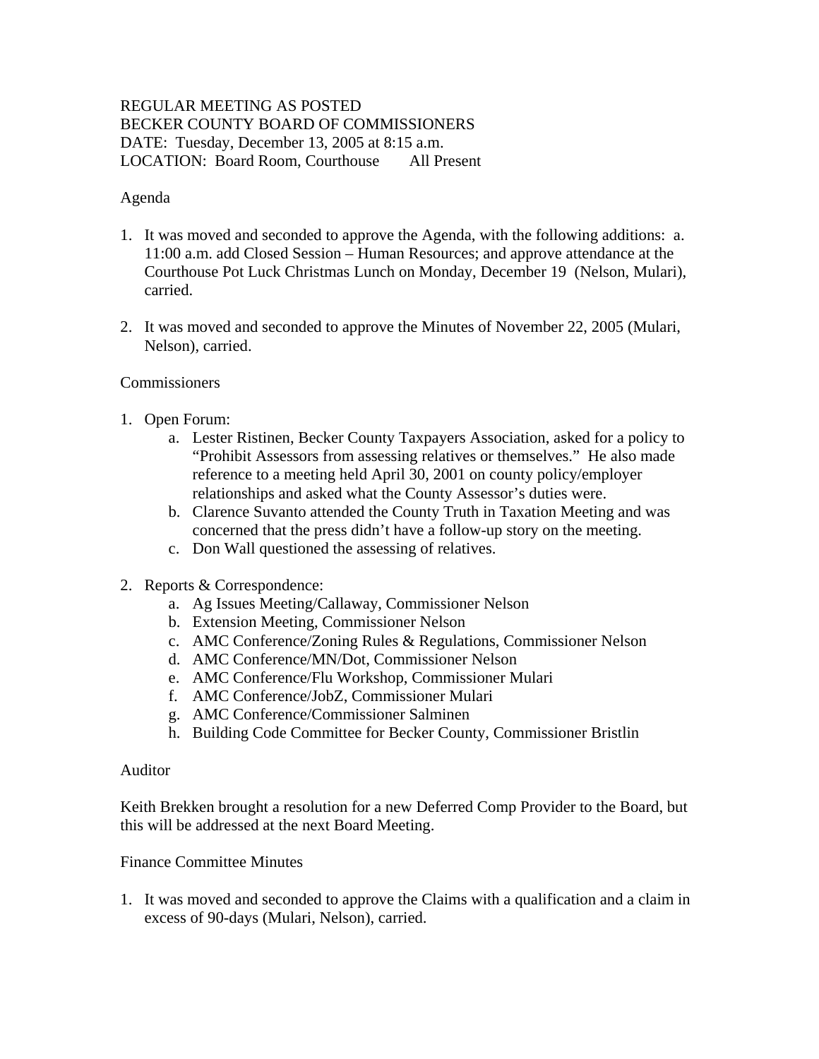REGULAR MEETING AS POSTED
BECKER COUNTY BOARD OF COMMISSIONERS
DATE: Tuesday, December 13, 2005 at 8:15 a.m.
LOCATION: Board Room, Courthouse All Present

Agenda

1. It was moved and seconded to approve the Agenda, with the following additions: a. 11:00 a.m. add Closed Session – Human Resources; and approve attendance at the Courthouse Pot Luck Christmas Lunch on Monday, December 19 (Nelson, Mulari), carried.

2. It was moved and seconded to approve the Minutes of November 22, 2005 (Mulari, Nelson), carried.

Commissioners

1. Open Forum:
   a. Lester Ristinen, Becker County Taxpayers Association, asked for a policy to "Prohibit Assessors from assessing relatives or themselves." He also made reference to a meeting held April 30, 2001 on county policy/employer relationships and asked what the County Assessor's duties were.
   b. Clarence Suvanto attended the County Truth in Taxation Meeting and was concerned that the press didn't have a follow-up story on the meeting.
   c. Don Wall questioned the assessing of relatives.

2. Reports & Correspondence:
   a. Ag Issues Meeting/Callaway, Commissioner Nelson
   b. Extension Meeting, Commissioner Nelson
   c. AMC Conference/Zoning Rules & Regulations, Commissioner Nelson
   d. AMC Conference/MN/Dot, Commissioner Nelson
   e. AMC Conference/Flu Workshop, Commissioner Mulari
   f. AMC Conference/JobZ, Commissioner Mulari
   g. AMC Conference/Commissioner Salminen
   h. Building Code Committee for Becker County, Commissioner Bristlin

Auditor

Keith Brekken brought a resolution for a new Deferred Comp Provider to the Board, but this will be addressed at the next Board Meeting.

Finance Committee Minutes

1. It was moved and seconded to approve the Claims with a qualification and a claim in excess of 90-days (Mulari, Nelson), carried.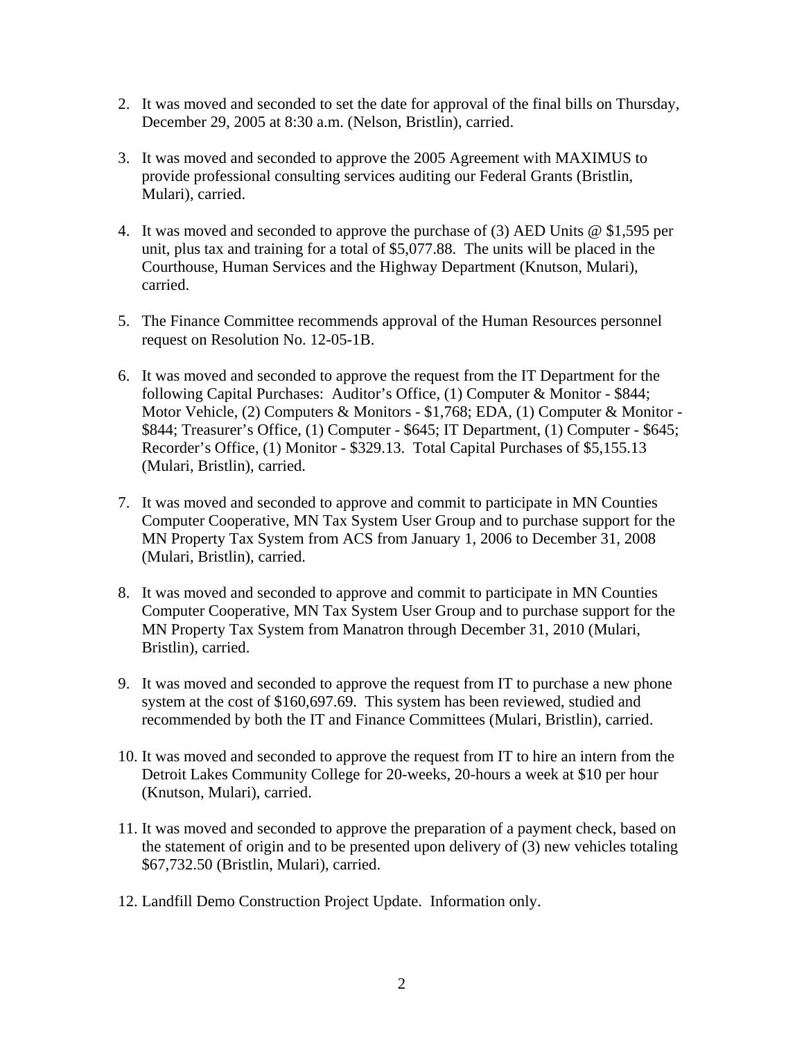2. It was moved and seconded to set the date for approval of the final bills on Thursday, December 29, 2005 at 8:30 a.m. (Nelson, Bristlin), carried.

3. It was moved and seconded to approve the 2005 Agreement with MAXIMUS to provide professional consulting services auditing our Federal Grants (Bristlin, Mulari), carried.

4. It was moved and seconded to approve the purchase of (3) AED Units @ $1,595 per unit, plus tax and training for a total of $5,077.88. The units will be placed in the Courthouse, Human Services and the Highway Department (Knutson, Mulari), carried.

5. The Finance Committee recommends approval of the Human Resources personnel request on Resolution No. 12-05-1B.

6. It was moved and seconded to approve the request from the IT Department for the following Capital Purchases: Auditor's Office, (1) Computer & Monitor - $844; Motor Vehicle, (2) Computers & Monitors - $1,768; EDA, (1) Computer & Monitor - $844; Treasurer's Office, (1) Computer - $645; IT Department, (1) Computer - $645; Recorder's Office, (1) Monitor - $329.13. Total Capital Purchases of $5,155.13 (Mulari, Bristlin), carried.

7. It was moved and seconded to approve and commit to participate in MN Counties Computer Cooperative, MN Tax System User Group and to purchase support for the MN Property Tax System from ACS from January 1, 2006 to December 31, 2008 (Mulari, Bristlin), carried.

8. It was moved and seconded to approve and commit to participate in MN Counties Computer Cooperative, MN Tax System User Group and to purchase support for the MN Property Tax System from Manatron through December 31, 2010 (Mulari, Bristlin), carried.

9. It was moved and seconded to approve the request from IT to purchase a new phone system at the cost of $160,697.69. This system has been reviewed, studied and recommended by both the IT and Finance Committees (Mulari, Bristlin), carried.

10. It was moved and seconded to approve the request from IT to hire an intern from the Detroit Lakes Community College for 20-weeks, 20-hours a week at $10 per hour (Knutson, Mulari), carried.

11. It was moved and seconded to approve the preparation of a payment check, based on the statement of origin and to be presented upon delivery of (3) new vehicles totaling $67,732.50 (Bristlin, Mulari), carried.

12. Landfill Demo Construction Project Update. Information only.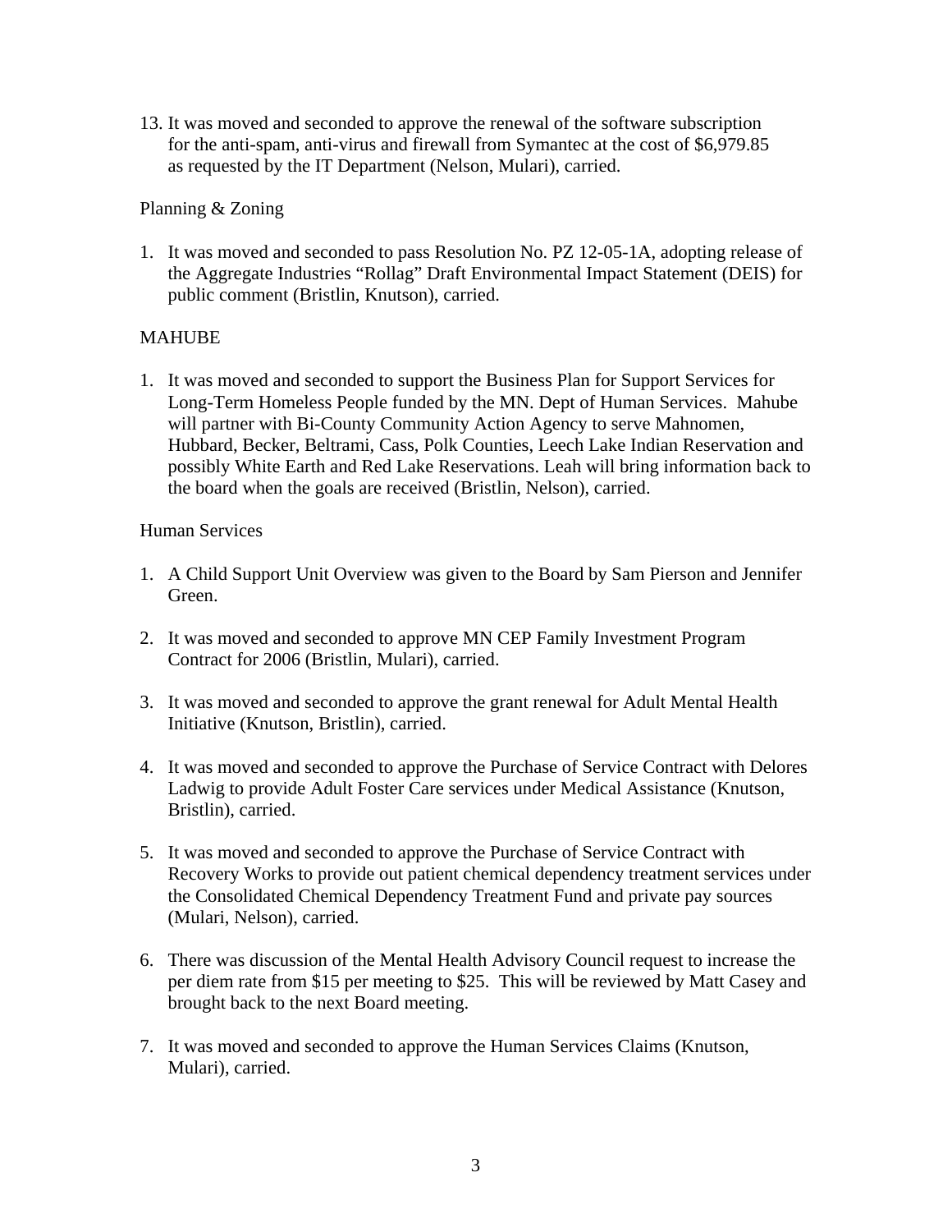13. It was moved and seconded to approve the renewal of the software subscription for the anti-spam, anti-virus and firewall from Symantec at the cost of $6,979.85 as requested by the IT Department (Nelson, Mulari), carried.

Planning & Zoning

1. It was moved and seconded to pass Resolution No. PZ 12-05-1A, adopting release of the Aggregate Industries "Rollag" Draft Environmental Impact Statement (DEIS) for public comment (Bristlin, Knutson), carried.

MAHUBE

1. It was moved and seconded to support the Business Plan for Support Services for Long-Term Homeless People funded by the MN. Dept of Human Services. Mahube will partner with Bi-County Community Action Agency to serve Mahnomen, Hubbard, Becker, Beltrami, Cass, Polk Counties, Leech Lake Indian Reservation and possibly White Earth and Red Lake Reservations. Leah will bring information back to the board when the goals are received (Bristlin, Nelson), carried.

Human Services

1. A Child Support Unit Overview was given to the Board by Sam Pierson and Jennifer Green.

2. It was moved and seconded to approve MN CEP Family Investment Program Contract for 2006 (Bristlin, Mulari), carried.

3. It was moved and seconded to approve the grant renewal for Adult Mental Health Initiative (Knutson, Bristlin), carried.

4. It was moved and seconded to approve the Purchase of Service Contract with Delores Ladwig to provide Adult Foster Care services under Medical Assistance (Knutson, Bristlin), carried.

5. It was moved and seconded to approve the Purchase of Service Contract with Recovery Works to provide out patient chemical dependency treatment services under the Consolidated Chemical Dependency Treatment Fund and private pay sources (Mulari, Nelson), carried.

6. There was discussion of the Mental Health Advisory Council request to increase the per diem rate from $15 per meeting to $25. This will be reviewed by Matt Casey and brought back to the next Board meeting.

7. It was moved and seconded to approve the Human Services Claims (Knutson, Mulari), carried.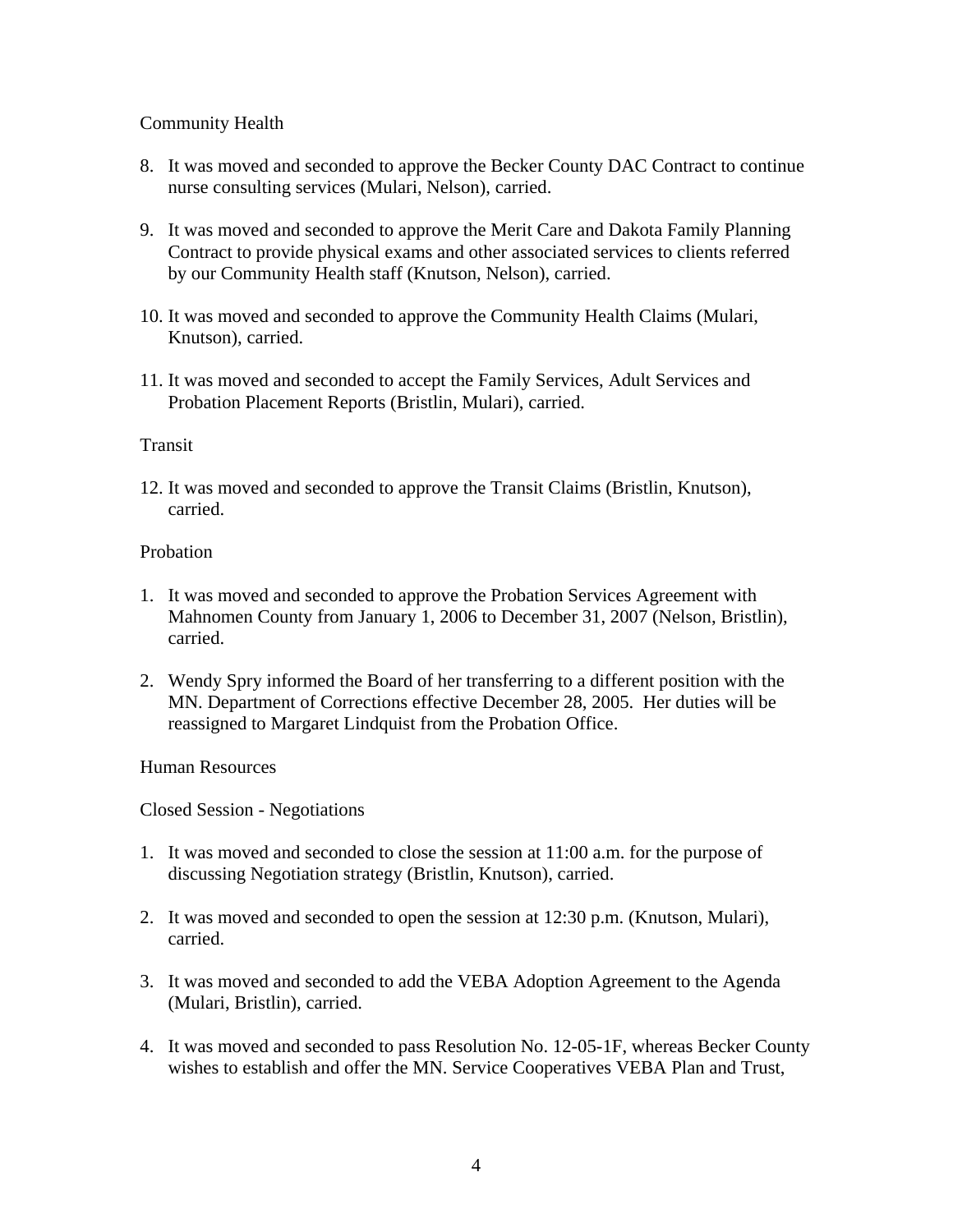Community Health

8. It was moved and seconded to approve the Becker County DAC Contract to continue nurse consulting services (Mulari, Nelson), carried.

9. It was moved and seconded to approve the Merit Care and Dakota Family Planning Contract to provide physical exams and other associated services to clients referred by our Community Health staff (Knutson, Nelson), carried.

10. It was moved and seconded to approve the Community Health Claims (Mulari, Knutson), carried.

11. It was moved and seconded to accept the Family Services, Adult Services and Probation Placement Reports (Bristlin, Mulari), carried.

Transit

12. It was moved and seconded to approve the Transit Claims (Bristlin, Knutson), carried.

Probation

1. It was moved and seconded to approve the Probation Services Agreement with Mahnomen County from January 1, 2006 to December 31, 2007 (Nelson, Bristlin), carried.

2. Wendy Spry informed the Board of her transferring to a different position with the MN. Department of Corrections effective December 28, 2005. Her duties will be reassigned to Margaret Lindquist from the Probation Office.

Human Resources

Closed Session - Negotiations

1. It was moved and seconded to close the session at 11:00 a.m. for the purpose of discussing Negotiation strategy (Bristlin, Knutson), carried.

2. It was moved and seconded to open the session at 12:30 p.m. (Knutson, Mulari), carried.

3. It was moved and seconded to add the VEBA Adoption Agreement to the Agenda (Mulari, Bristlin), carried.

4. It was moved and seconded to pass Resolution No. 12-05-1F, whereas Becker County wishes to establish and offer the MN. Service Cooperatives VEBA Plan and Trust,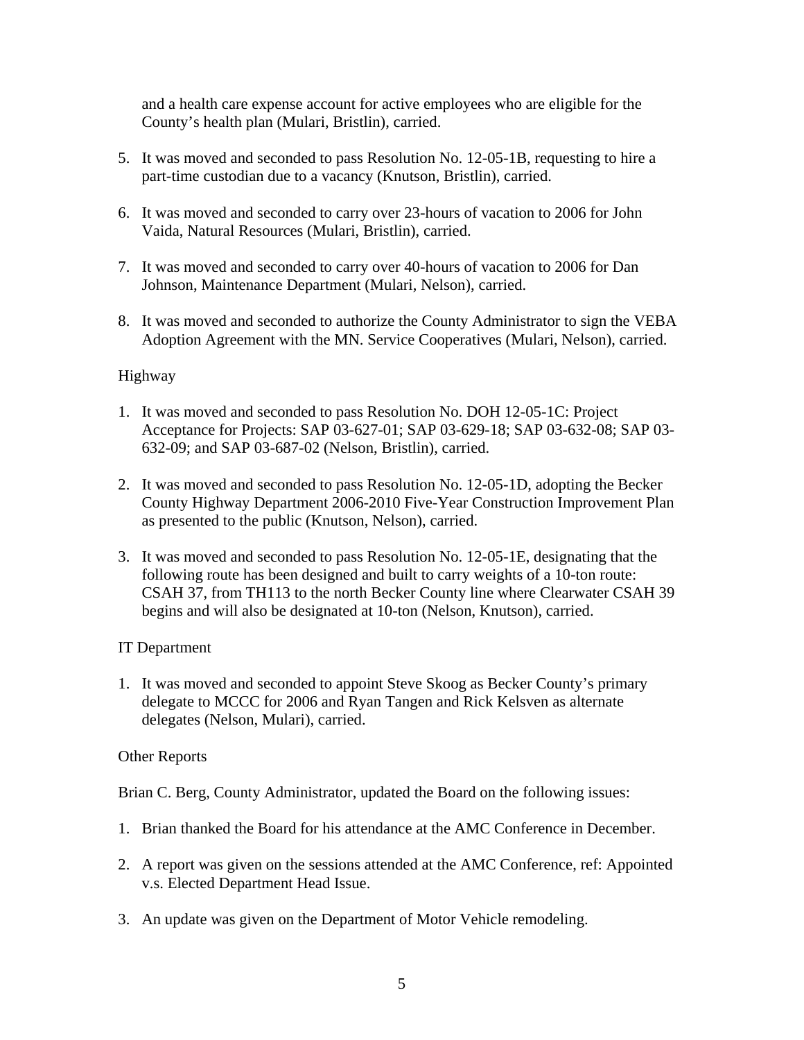and a health care expense account for active employees who are eligible for the County's health plan (Mulari, Bristlin), carried.

5. It was moved and seconded to pass Resolution No. 12-05-1B, requesting to hire a part-time custodian due to a vacancy (Knutson, Bristlin), carried.

6. It was moved and seconded to carry over 23-hours of vacation to 2006 for John Vaida, Natural Resources (Mulari, Bristlin), carried.

7. It was moved and seconded to carry over 40-hours of vacation to 2006 for Dan Johnson, Maintenance Department (Mulari, Nelson), carried.

8. It was moved and seconded to authorize the County Administrator to sign the VEBA Adoption Agreement with the MN. Service Cooperatives (Mulari, Nelson), carried.

Highway

1. It was moved and seconded to pass Resolution No. DOH 12-05-1C: Project Acceptance for Projects: SAP 03-627-01; SAP 03-629-18; SAP 03-632-08; SAP 03-632-09; and SAP 03-687-02 (Nelson, Bristlin), carried.

2. It was moved and seconded to pass Resolution No. 12-05-1D, adopting the Becker County Highway Department 2006-2010 Five-Year Construction Improvement Plan as presented to the public (Knutson, Nelson), carried.

3. It was moved and seconded to pass Resolution No. 12-05-1E, designating that the following route has been designed and built to carry weights of a 10-ton route: CSAH 37, from TH113 to the north Becker County line where Clearwater CSAH 39 begins and will also be designated at 10-ton (Nelson, Knutson), carried.

IT Department

1. It was moved and seconded to appoint Steve Skoog as Becker County's primary delegate to MCCC for 2006 and Ryan Tangen and Rick Kelsven as alternate delegates (Nelson, Mulari), carried.

Other Reports

Brian C. Berg, County Administrator, updated the Board on the following issues:

1. Brian thanked the Board for his attendance at the AMC Conference in December.

2. A report was given on the sessions attended at the AMC Conference, ref: Appointed v.s. Elected Department Head Issue.

3. An update was given on the Department of Motor Vehicle remodeling.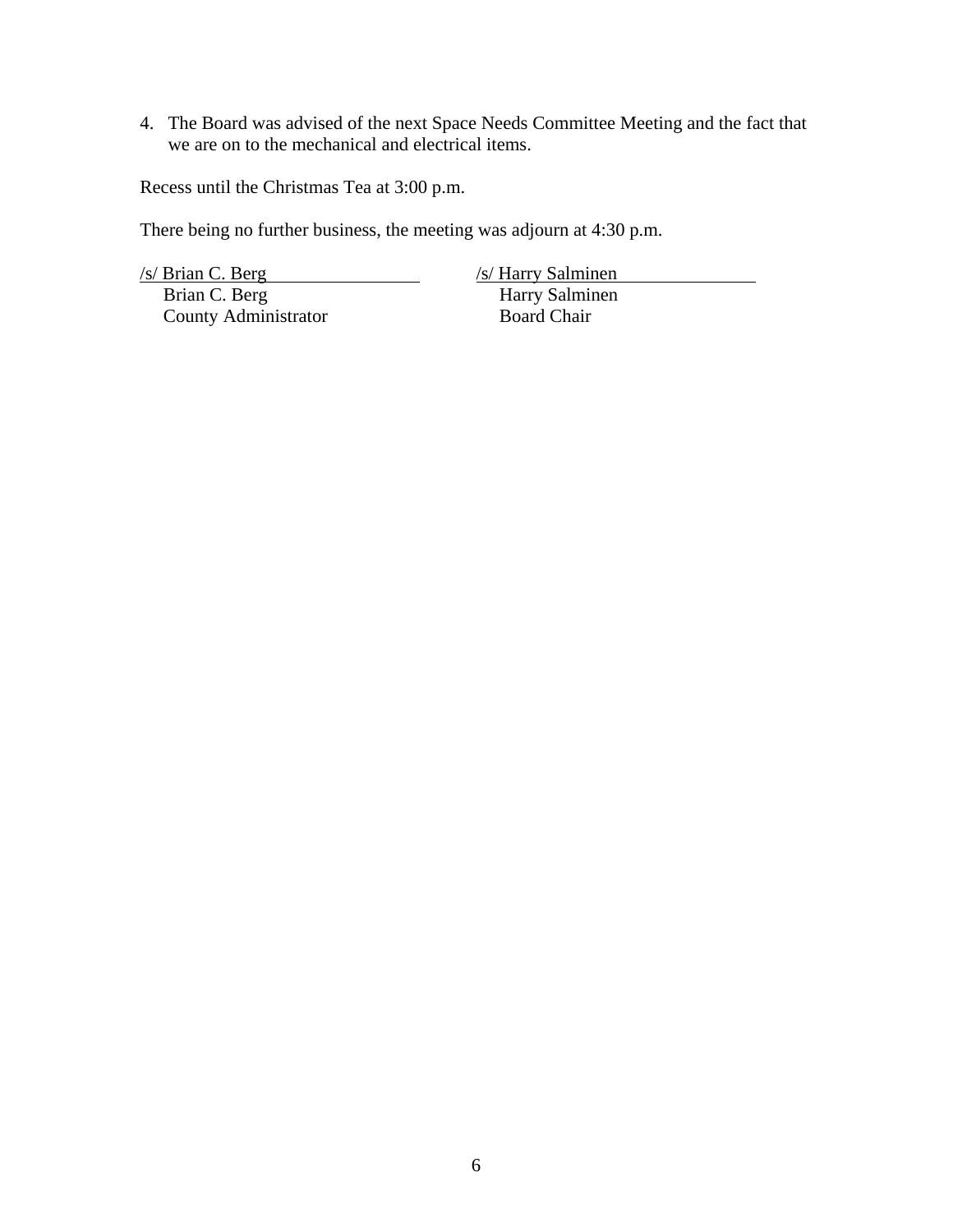4. The Board was advised of the next Space Needs Committee Meeting and the fact that we are on to the mechanical and electrical items.

Recess until the Christmas Tea at 3:00 p.m.

There being no further business, the meeting was adjourn at 4:30 p.m.

| | |
|---|---|
| /s/ Brian C. Berg | /s/ Harry Salminen |
| Brian C. Berg | Harry Salminen |
| County Administrator | Board Chair |